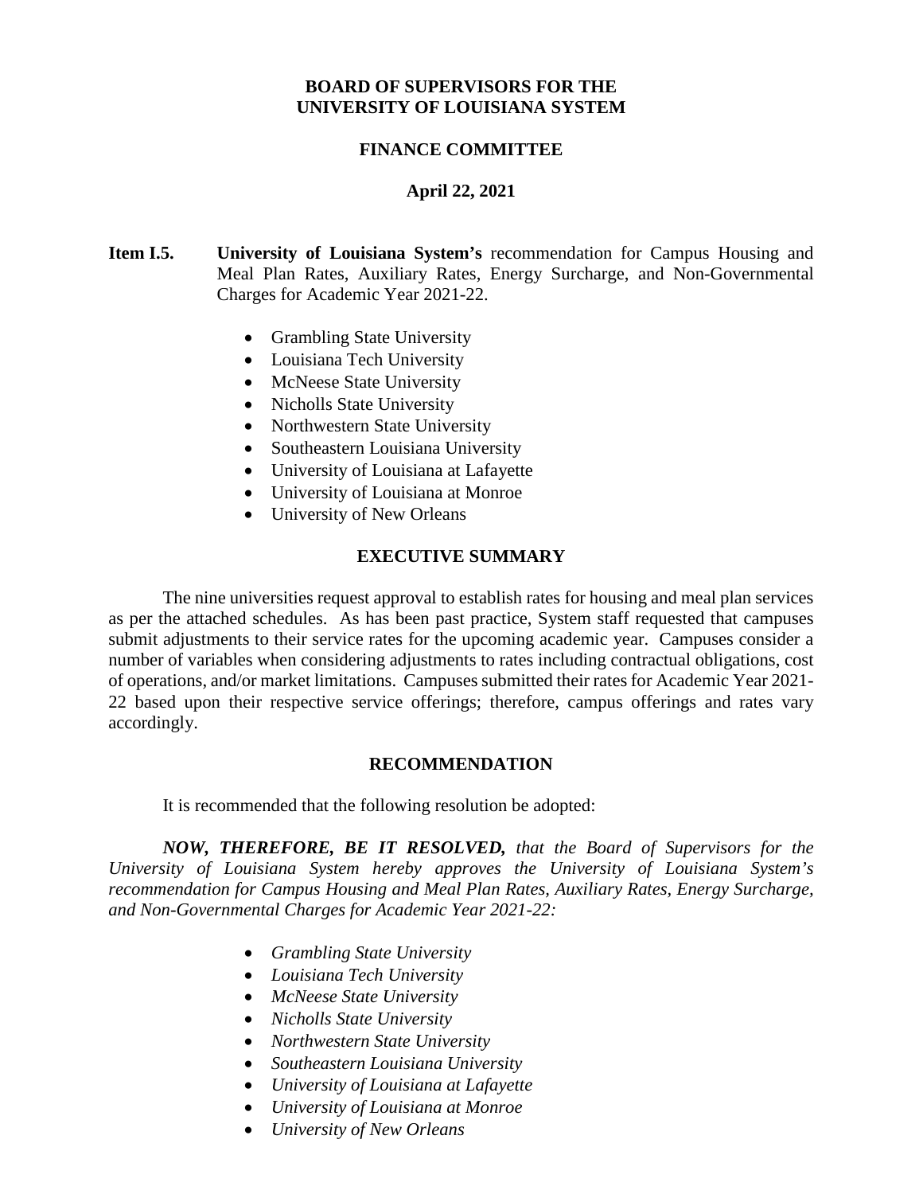**BOARD OF SUPERVISORS FOR THE UNIVERSITY OF LOUISIANA SYSTEM**

**FINANCE COMMITTEE**

**April 22, 2021**

**Item I.5.** **University of Louisiana System's** recommendation for Campus Housing and Meal Plan Rates, Auxiliary Rates, Energy Surcharge, and Non-Governmental Charges for Academic Year 2021-22.

- Grambling State University
- Louisiana Tech University
- McNeese State University
- Nicholls State University
- Northwestern State University
- Southeastern Louisiana University
- University of Louisiana at Lafayette
- University of Louisiana at Monroe
- University of New Orleans

## EXECUTIVE SUMMARY

The nine universities request approval to establish rates for housing and meal plan services as per the attached schedules. As has been past practice, System staff requested that campuses submit adjustments to their service rates for the upcoming academic year. Campuses consider a number of variables when considering adjustments to rates including contractual obligations, cost of operations, and/or market limitations. Campuses submitted their rates for Academic Year 2021-22 based upon their respective service offerings; therefore, campus offerings and rates vary accordingly.

## RECOMMENDATION

It is recommended that the following resolution be adopted:

***NOW, THEREFORE, BE IT RESOLVED,*** *that the Board of Supervisors for the University of Louisiana System hereby approves the University of Louisiana System's recommendation for Campus Housing and Meal Plan Rates, Auxiliary Rates, Energy Surcharge, and Non-Governmental Charges for Academic Year 2021-22:*

- *Grambling State University*
- *Louisiana Tech University*
- *McNeese State University*
- *Nicholls State University*
- *Northwestern State University*
- *Southeastern Louisiana University*
- *University of Louisiana at Lafayette*
- *University of Louisiana at Monroe*
- *University of New Orleans*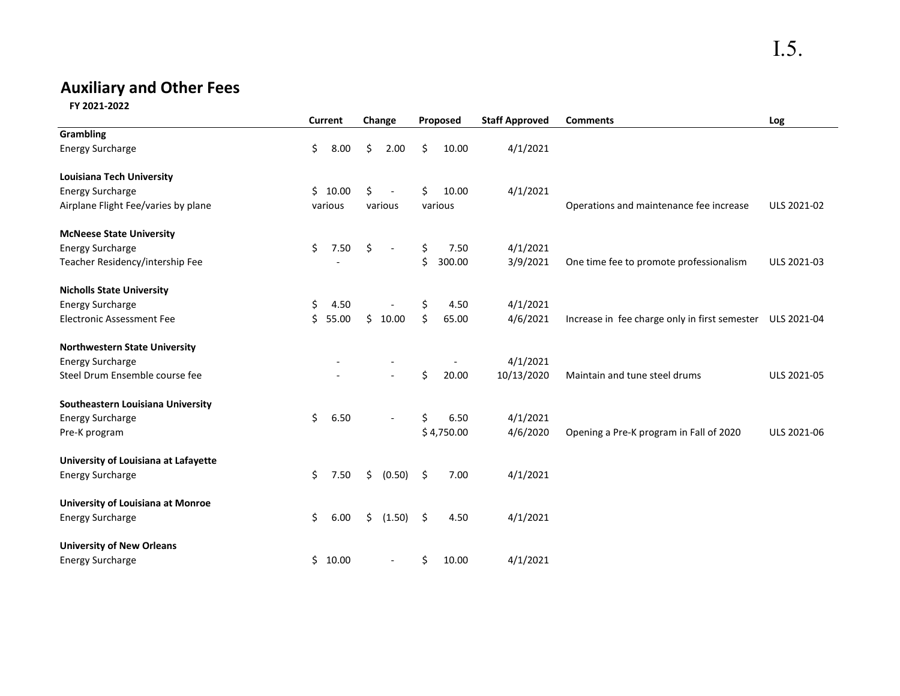I.5.

## Auxiliary and Other Fees

**FY 2021-2022**

| | Current | Change | Proposed | Staff Approved | Comments | Log |
|---|---|---|---|---|---|---|
| **Grambling** | | | | | | |
| Energy Surcharge | $ 8.00 | $ 2.00 | $ 10.00 | 4/1/2021 | | |
| | | | | | | |
| **Louisiana Tech University** | | | | | | |
| Energy Surcharge | $ 10.00 | $ - | $ 10.00 | 4/1/2021 | | |
| Airplane Flight Fee/varies by plane | various | various | various | | Operations and maintenance fee increase | ULS 2021-02 |
| | | | | | | |
| **McNeese State University** | | | | | | |
| Energy Surcharge | $ 7.50 | $ - | $ 7.50 | 4/1/2021 | | |
| Teacher Residency/intership Fee | - | | $ 300.00 | 3/9/2021 | One time fee to promote professionalism | ULS 2021-03 |
| | | | | | | |
| **Nicholls State University** | | | | | | |
| Energy Surcharge | $ 4.50 | - | $ 4.50 | 4/1/2021 | | |
| Electronic Assessment Fee | $ 55.00 | $ 10.00 | $ 65.00 | 4/6/2021 | Increase in fee charge only in first semester | ULS 2021-04 |
| | | | | | | |
| **Northwestern State University** | | | | | | |
| Energy Surcharge | - | - | - | 4/1/2021 | | |
| Steel Drum Ensemble course fee | - | - | $ 20.00 | 10/13/2020 | Maintain and tune steel drums | ULS 2021-05 |
| | | | | | | |
| **Southeastern Louisiana University** | | | | | | |
| Energy Surcharge | $ 6.50 | - | $ 6.50 | 4/1/2021 | | |
| Pre-K program | | | $ 4,750.00 | 4/6/2020 | Opening a Pre-K program in Fall of 2020 | ULS 2021-06 |
| | | | | | | |
| **University of Louisiana at Lafayette** | | | | | | |
| Energy Surcharge | $ 7.50 | $ (0.50) | $ 7.00 | 4/1/2021 | | |
| | | | | | | |
| **University of Louisiana at Monroe** | | | | | | |
| Energy Surcharge | $ 6.00 | $ (1.50) | $ 4.50 | 4/1/2021 | | |
| | | | | | | |
| **University of New Orleans** | | | | | | |
| Energy Surcharge | $ 10.00 | - | $ 10.00 | 4/1/2021 | | |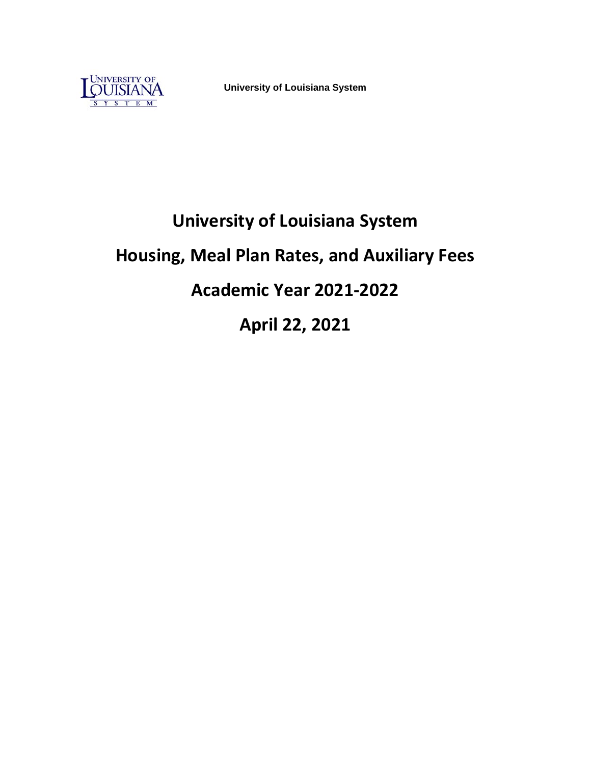University of Louisiana System

# University of Louisiana System

# Housing, Meal Plan Rates, and Auxiliary Fees

# Academic Year 2021-2022

# April 22, 2021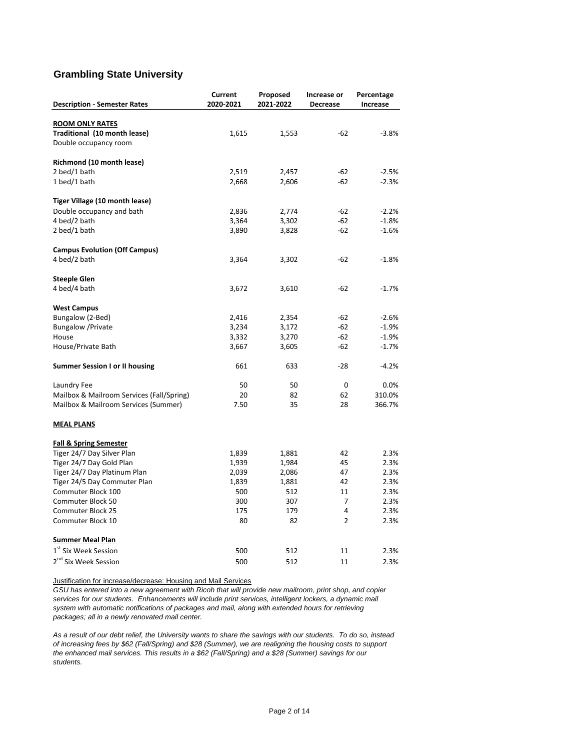## Grambling State University

| Description - Semester Rates | Current 2020-2021 | Proposed 2021-2022 | Increase or Decrease | Percentage Increase |
|---|---|---|---|---|
| **ROOM ONLY RATES** | | | | |
| **Traditional (10 month lease)** | 1,615 | 1,553 | -62 | -3.8% |
| Double occupancy room | | | | |
| **Richmond (10 month lease)** | | | | |
| 2 bed/1 bath | 2,519 | 2,457 | -62 | -2.5% |
| 1 bed/1 bath | 2,668 | 2,606 | -62 | -2.3% |
| **Tiger Village (10 month lease)** | | | | |
| Double occupancy and bath | 2,836 | 2,774 | -62 | -2.2% |
| 4 bed/2 bath | 3,364 | 3,302 | -62 | -1.8% |
| 2 bed/1 bath | 3,890 | 3,828 | -62 | -1.6% |
| **Campus Evolution (Off Campus)** | | | | |
| 4 bed/2 bath | 3,364 | 3,302 | -62 | -1.8% |
| **Steeple Glen** | | | | |
| 4 bed/4 bath | 3,672 | 3,610 | -62 | -1.7% |
| **West Campus** | | | | |
| Bungalow (2-Bed) | 2,416 | 2,354 | -62 | -2.6% |
| Bungalow /Private | 3,234 | 3,172 | -62 | -1.9% |
| House | 3,332 | 3,270 | -62 | -1.9% |
| House/Private Bath | 3,667 | 3,605 | -62 | -1.7% |
| **Summer Session I or II housing** | 661 | 633 | -28 | -4.2% |
| Laundry Fee | 50 | 50 | 0 | 0.0% |
| Mailbox & Mailroom Services (Fall/Spring) | 20 | 82 | 62 | 310.0% |
| Mailbox & Mailroom Services (Summer) | 7.50 | 35 | 28 | 366.7% |
| **MEAL PLANS** | | | | |
| **Fall & Spring Semester** | | | | |
| Tiger 24/7 Day Silver Plan | 1,839 | 1,881 | 42 | 2.3% |
| Tiger 24/7 Day Gold Plan | 1,939 | 1,984 | 45 | 2.3% |
| Tiger 24/7 Day Platinum Plan | 2,039 | 2,086 | 47 | 2.3% |
| Tiger 24/5 Day Commuter Plan | 1,839 | 1,881 | 42 | 2.3% |
| Commuter Block 100 | 500 | 512 | 11 | 2.3% |
| Commuter Block 50 | 300 | 307 | 7 | 2.3% |
| Commuter Block 25 | 175 | 179 | 4 | 2.3% |
| Commuter Block 10 | 80 | 82 | 2 | 2.3% |
| **Summer Meal Plan** | | | | |
| 1st Six Week Session | 500 | 512 | 11 | 2.3% |
| 2nd Six Week Session | 500 | 512 | 11 | 2.3% |

Justification for increase/decrease: Housing and Mail Services

*GSU has entered into a new agreement with Ricoh that will provide new mailroom, print shop, and copier services for our students. Enhancements will include print services, intelligent lockers, a dynamic mail system with automatic notifications of packages and mail, along with extended hours for retrieving packages; all in a newly renovated mail center.*

*As a result of our debt relief, the University wants to share the savings with our students. To do so, instead of increasing fees by $62 (Fall/Spring) and $28 (Summer), we are realigning the housing costs to support the enhanced mail services. This results in a $62 (Fall/Spring) and a $28 (Summer) savings for our students.*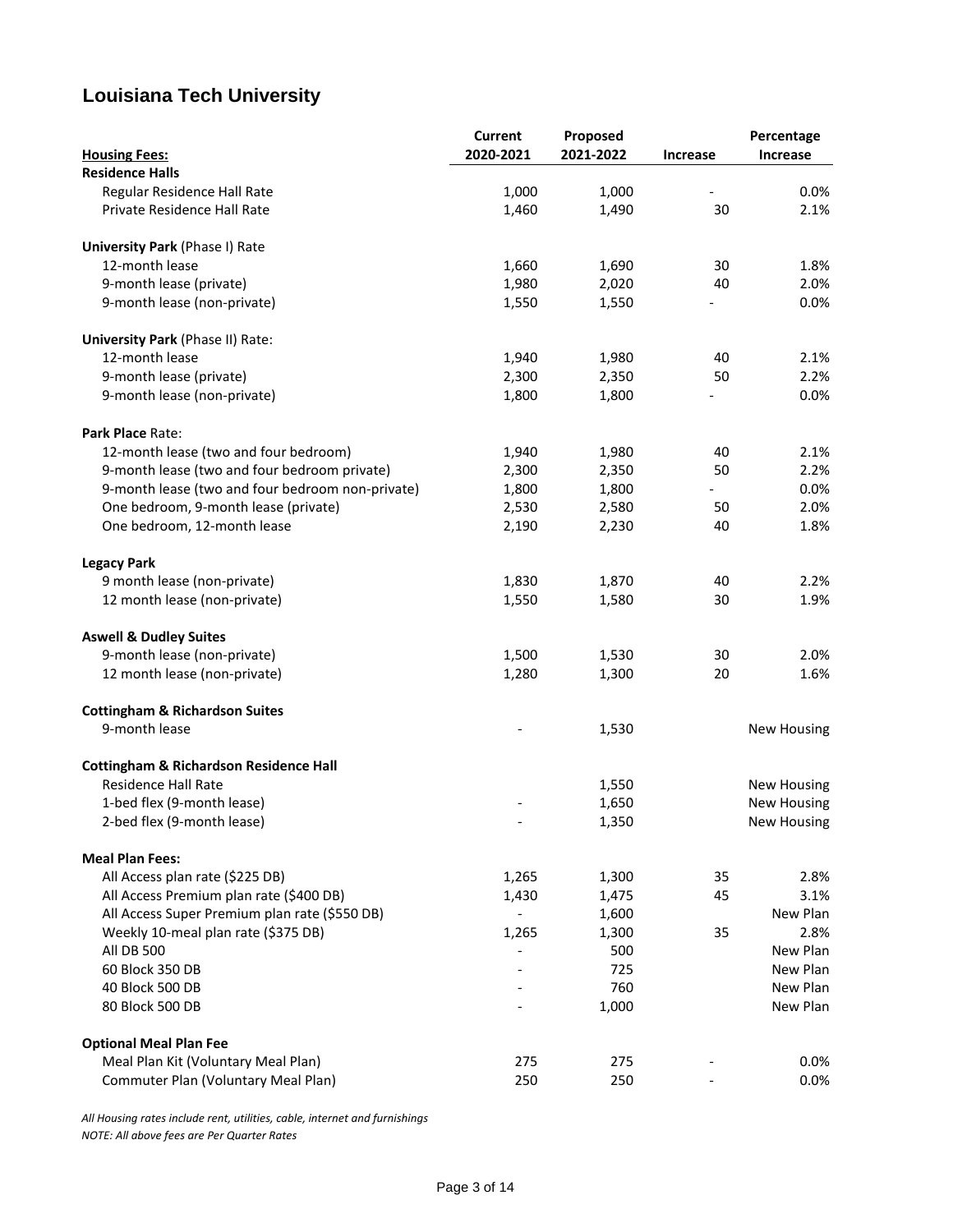## Louisiana Tech University

| Housing Fees: | Current 2020-2021 | Proposed 2021-2022 | Increase | Percentage Increase |
|---|---|---|---|---|
| **Residence Halls** | | | | |
| Regular Residence Hall Rate | 1,000 | 1,000 | - | 0.0% |
| Private Residence Hall Rate | 1,460 | 1,490 | 30 | 2.1% |
| | | | | |
| **University Park** (Phase I) Rate | | | | |
| 12-month lease | 1,660 | 1,690 | 30 | 1.8% |
| 9-month lease (private) | 1,980 | 2,020 | 40 | 2.0% |
| 9-month lease (non-private) | 1,550 | 1,550 | - | 0.0% |
| | | | | |
| **University Park** (Phase II) Rate: | | | | |
| 12-month lease | 1,940 | 1,980 | 40 | 2.1% |
| 9-month lease (private) | 2,300 | 2,350 | 50 | 2.2% |
| 9-month lease (non-private) | 1,800 | 1,800 | - | 0.0% |
| | | | | |
| **Park Place** Rate: | | | | |
| 12-month lease (two and four bedroom) | 1,940 | 1,980 | 40 | 2.1% |
| 9-month lease (two and four bedroom private) | 2,300 | 2,350 | 50 | 2.2% |
| 9-month lease (two and four bedroom non-private) | 1,800 | 1,800 | - | 0.0% |
| One bedroom, 9-month lease (private) | 2,530 | 2,580 | 50 | 2.0% |
| One bedroom, 12-month lease | 2,190 | 2,230 | 40 | 1.8% |
| | | | | |
| **Legacy Park** | | | | |
| 9 month lease (non-private) | 1,830 | 1,870 | 40 | 2.2% |
| 12 month lease (non-private) | 1,550 | 1,580 | 30 | 1.9% |
| | | | | |
| **Aswell & Dudley Suites** | | | | |
| 9-month lease (non-private) | 1,500 | 1,530 | 30 | 2.0% |
| 12 month lease (non-private) | 1,280 | 1,300 | 20 | 1.6% |
| | | | | |
| **Cottingham & Richardson Suites** | | | | |
| 9-month lease | - | 1,530 | | New Housing |
| | | | | |
| **Cottingham & Richardson Residence Hall** | | | | |
| Residence Hall Rate | | 1,550 | | New Housing |
| 1-bed flex (9-month lease) | - | 1,650 | | New Housing |
| 2-bed flex (9-month lease) | - | 1,350 | | New Housing |
| | | | | |
| **Meal Plan Fees:** | | | | |
| All Access plan rate ($225 DB) | 1,265 | 1,300 | 35 | 2.8% |
| All Access Premium plan rate ($400 DB) | 1,430 | 1,475 | 45 | 3.1% |
| All Access Super Premium plan rate ($550 DB) | - | 1,600 | | New Plan |
| Weekly 10-meal plan rate ($375 DB) | 1,265 | 1,300 | 35 | 2.8% |
| All DB 500 | - | 500 | | New Plan |
| 60 Block 350 DB | - | 725 | | New Plan |
| 40 Block 500 DB | - | 760 | | New Plan |
| 80 Block 500 DB | - | 1,000 | | New Plan |
| | | | | |
| **Optional Meal Plan Fee** | | | | |
| Meal Plan Kit (Voluntary Meal Plan) | 275 | 275 | - | 0.0% |
| Commuter Plan (Voluntary Meal Plan) | 250 | 250 | - | 0.0% |

*All Housing rates include rent, utilities, cable, internet and furnishings*

*NOTE: All above fees are Per Quarter Rates*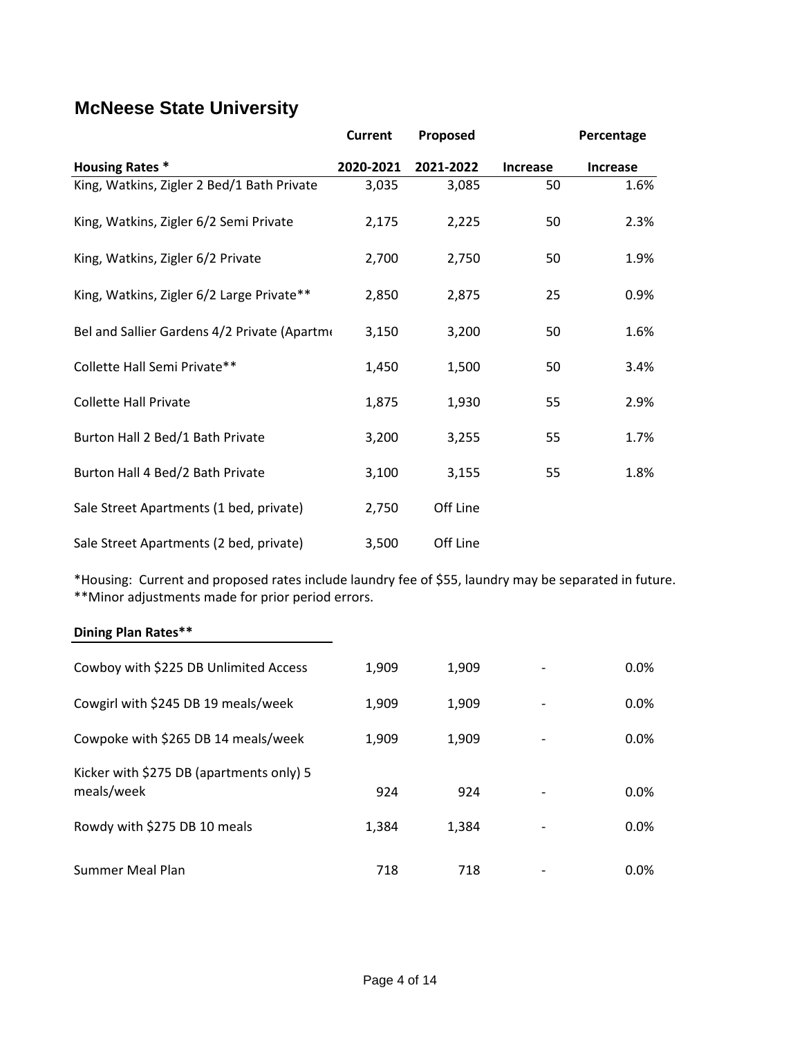## McNeese State University

| Housing Rates * | Current 2020-2021 | Proposed 2021-2022 | Increase | Percentage Increase |
|---|---|---|---|---|
| King, Watkins, Zigler 2 Bed/1 Bath Private | 3,035 | 3,085 | 50 | 1.6% |
| King, Watkins, Zigler 6/2 Semi Private | 2,175 | 2,225 | 50 | 2.3% |
| King, Watkins, Zigler 6/2 Private | 2,700 | 2,750 | 50 | 1.9% |
| King, Watkins, Zigler 6/2 Large Private** | 2,850 | 2,875 | 25 | 0.9% |
| Bel and Sallier Gardens 4/2 Private (Apartme | 3,150 | 3,200 | 50 | 1.6% |
| Collette Hall Semi Private** | 1,450 | 1,500 | 50 | 3.4% |
| Collette Hall Private | 1,875 | 1,930 | 55 | 2.9% |
| Burton Hall 2 Bed/1 Bath Private | 3,200 | 3,255 | 55 | 1.7% |
| Burton Hall 4 Bed/2 Bath Private | 3,100 | 3,155 | 55 | 1.8% |
| Sale Street Apartments (1 bed, private) | 2,750 | Off Line | | |
| Sale Street Apartments (2 bed, private) | 3,500 | Off Line | | |

*Housing: Current and proposed rates include laundry fee of $55, laundry may be separated in future.
**Minor adjustments made for prior period errors.

| Dining Plan Rates** | Current 2020-2021 | Proposed 2021-2022 | Increase | Percentage Increase |
|---|---|---|---|---|
| Cowboy with $225 DB Unlimited Access | 1,909 | 1,909 | - | 0.0% |
| Cowgirl with $245 DB 19 meals/week | 1,909 | 1,909 | - | 0.0% |
| Cowpoke with $265 DB 14 meals/week | 1,909 | 1,909 | - | 0.0% |
| Kicker with $275 DB (apartments only) 5 meals/week | 924 | 924 | - | 0.0% |
| Rowdy with $275 DB 10 meals | 1,384 | 1,384 | - | 0.0% |
| Summer Meal Plan | 718 | 718 | - | 0.0% |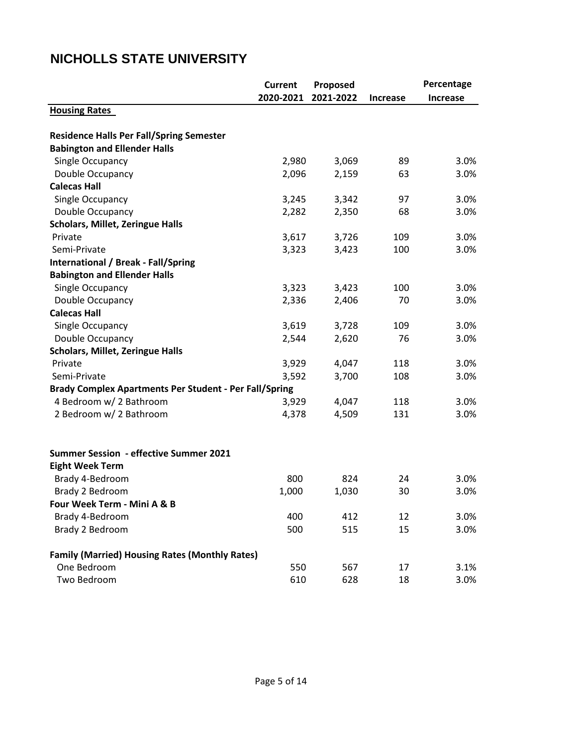## NICHOLLS STATE UNIVERSITY

| | Current 2020-2021 | Proposed 2021-2022 | Increase | Percentage Increase |
|---|---|---|---|---|
| **Housing Rates** | | | | |
| | | | | |
| **Residence Halls Per Fall/Spring Semester** | | | | |
| **Babington and Ellender Halls** | | | | |
| Single Occupancy | 2,980 | 3,069 | 89 | 3.0% |
| Double Occupancy | 2,096 | 2,159 | 63 | 3.0% |
| **Calecas Hall** | | | | |
| Single Occupancy | 3,245 | 3,342 | 97 | 3.0% |
| Double Occupancy | 2,282 | 2,350 | 68 | 3.0% |
| **Scholars, Millet, Zeringue Halls** | | | | |
| Private | 3,617 | 3,726 | 109 | 3.0% |
| Semi-Private | 3,323 | 3,423 | 100 | 3.0% |
| **International / Break - Fall/Spring** | | | | |
| **Babington and Ellender Halls** | | | | |
| Single Occupancy | 3,323 | 3,423 | 100 | 3.0% |
| Double Occupancy | 2,336 | 2,406 | 70 | 3.0% |
| **Calecas Hall** | | | | |
| Single Occupancy | 3,619 | 3,728 | 109 | 3.0% |
| Double Occupancy | 2,544 | 2,620 | 76 | 3.0% |
| **Scholars, Millet, Zeringue Halls** | | | | |
| Private | 3,929 | 4,047 | 118 | 3.0% |
| Semi-Private | 3,592 | 3,700 | 108 | 3.0% |
| **Brady Complex Apartments Per Student - Per Fall/Spring** | | | | |
| 4 Bedroom w/ 2 Bathroom | 3,929 | 4,047 | 118 | 3.0% |
| 2 Bedroom w/ 2 Bathroom | 4,378 | 4,509 | 131 | 3.0% |
| | | | | |
| **Summer Session - effective Summer 2021** | | | | |
| **Eight Week Term** | | | | |
| Brady 4-Bedroom | 800 | 824 | 24 | 3.0% |
| Brady 2 Bedroom | 1,000 | 1,030 | 30 | 3.0% |
| **Four Week Term - Mini A & B** | | | | |
| Brady 4-Bedroom | 400 | 412 | 12 | 3.0% |
| Brady 2 Bedroom | 500 | 515 | 15 | 3.0% |
| | | | | |
| **Family (Married) Housing Rates (Monthly Rates)** | | | | |
| One Bedroom | 550 | 567 | 17 | 3.1% |
| Two Bedroom | 610 | 628 | 18 | 3.0% |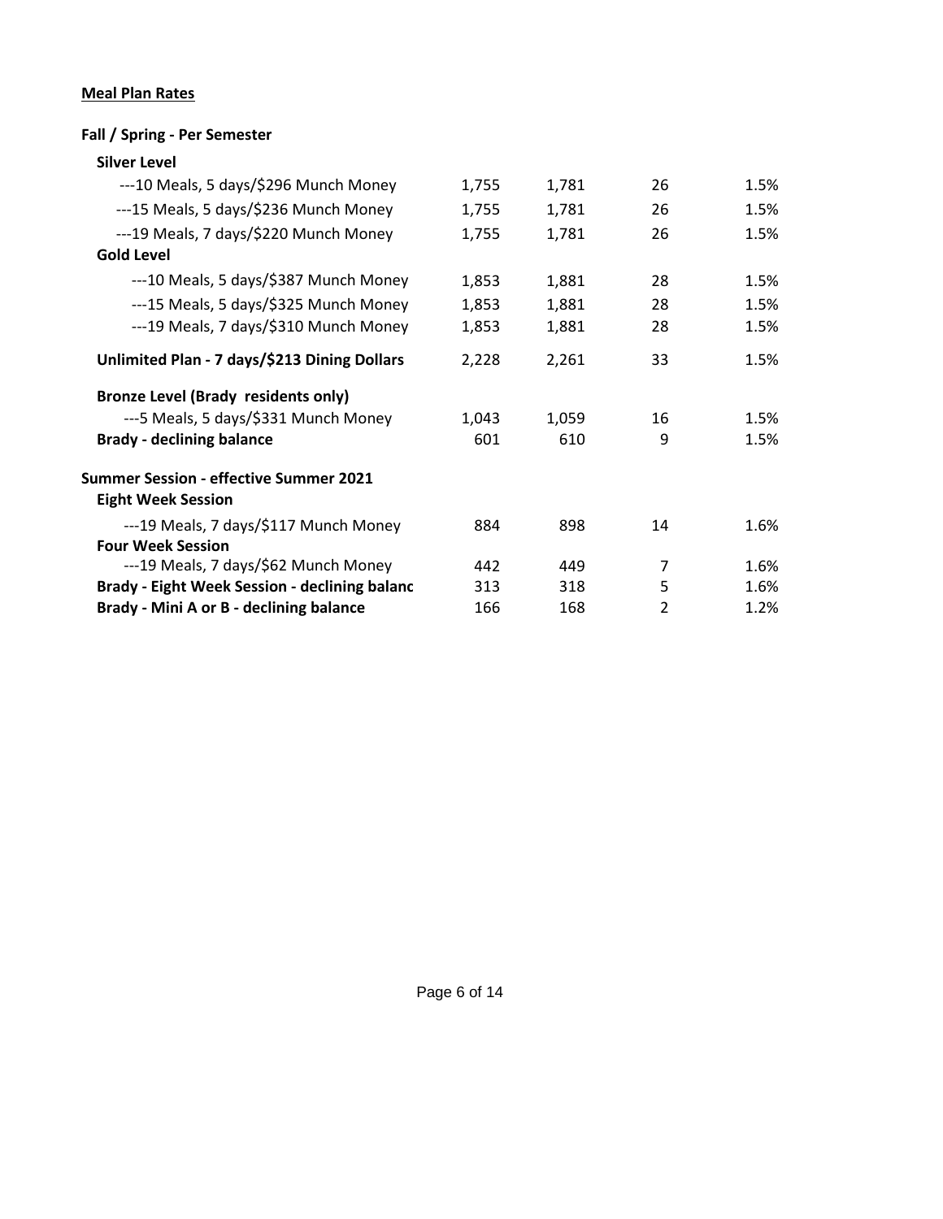**Meal Plan Rates**

**Fall / Spring - Per Semester**

| | | | | |
|---|---|---|---|---|
| **Silver Level** | | | | |
| ---10 Meals, 5 days/$296 Munch Money | 1,755 | 1,781 | 26 | 1.5% |
| ---15 Meals, 5 days/$236 Munch Money | 1,755 | 1,781 | 26 | 1.5% |
| ---19 Meals, 7 days/$220 Munch Money | 1,755 | 1,781 | 26 | 1.5% |
| **Gold Level** | | | | |
| ---10 Meals, 5 days/$387 Munch Money | 1,853 | 1,881 | 28 | 1.5% |
| ---15 Meals, 5 days/$325 Munch Money | 1,853 | 1,881 | 28 | 1.5% |
| ---19 Meals, 7 days/$310 Munch Money | 1,853 | 1,881 | 28 | 1.5% |
| **Unlimited Plan - 7 days/$213 Dining Dollars** | 2,228 | 2,261 | 33 | 1.5% |
| **Bronze Level (Brady residents only)** | | | | |
| ---5 Meals, 5 days/$331 Munch Money | 1,043 | 1,059 | 16 | 1.5% |
| **Brady - declining balance** | 601 | 610 | 9 | 1.5% |
| **Summer Session - effective Summer 2021** | | | | |
| **Eight Week Session** | | | | |
| ---19 Meals, 7 days/$117 Munch Money | 884 | 898 | 14 | 1.6% |
| **Four Week Session** | | | | |
| ---19 Meals, 7 days/$62 Munch Money | 442 | 449 | 7 | 1.6% |
| **Brady - Eight Week Session - declining balanc** | 313 | 318 | 5 | 1.6% |
| **Brady - Mini A or B - declining balance** | 166 | 168 | 2 | 1.2% |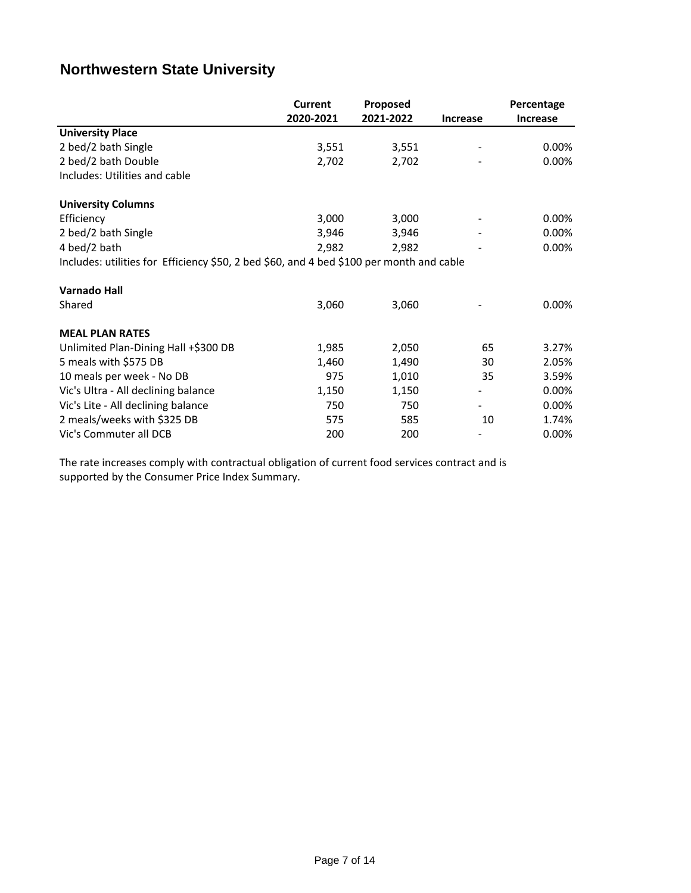# Northwestern State University

| | Current 2020-2021 | Proposed 2021-2022 | Increase | Percentage Increase |
|---|---|---|---|---|
| **University Place** | | | | |
| 2 bed/2 bath Single | 3,551 | 3,551 | - | 0.00% |
| 2 bed/2 bath Double | 2,702 | 2,702 | - | 0.00% |
| Includes: Utilities and cable | | | | |
| | | | | |
| **University Columns** | | | | |
| Efficiency | 3,000 | 3,000 | - | 0.00% |
| 2 bed/2 bath Single | 3,946 | 3,946 | - | 0.00% |
| 4 bed/2 bath | 2,982 | 2,982 | - | 0.00% |
| Includes: utilities for Efficiency $50, 2 bed $60, and 4 bed $100 per month and cable | | | | |
| | | | | |
| **Varnado Hall** | | | | |
| Shared | 3,060 | 3,060 | - | 0.00% |
| | | | | |
| **MEAL PLAN RATES** | | | | |
| Unlimited Plan-Dining Hall +$300 DB | 1,985 | 2,050 | 65 | 3.27% |
| 5 meals with $575 DB | 1,460 | 1,490 | 30 | 2.05% |
| 10 meals per week - No DB | 975 | 1,010 | 35 | 3.59% |
| Vic's Ultra - All declining balance | 1,150 | 1,150 | - | 0.00% |
| Vic's Lite - All declining balance | 750 | 750 | - | 0.00% |
| 2 meals/weeks with $325 DB | 575 | 585 | 10 | 1.74% |
| Vic's Commuter all DCB | 200 | 200 | - | 0.00% |

The rate increases comply with contractual obligation of current food services contract and is supported by the Consumer Price Index Summary.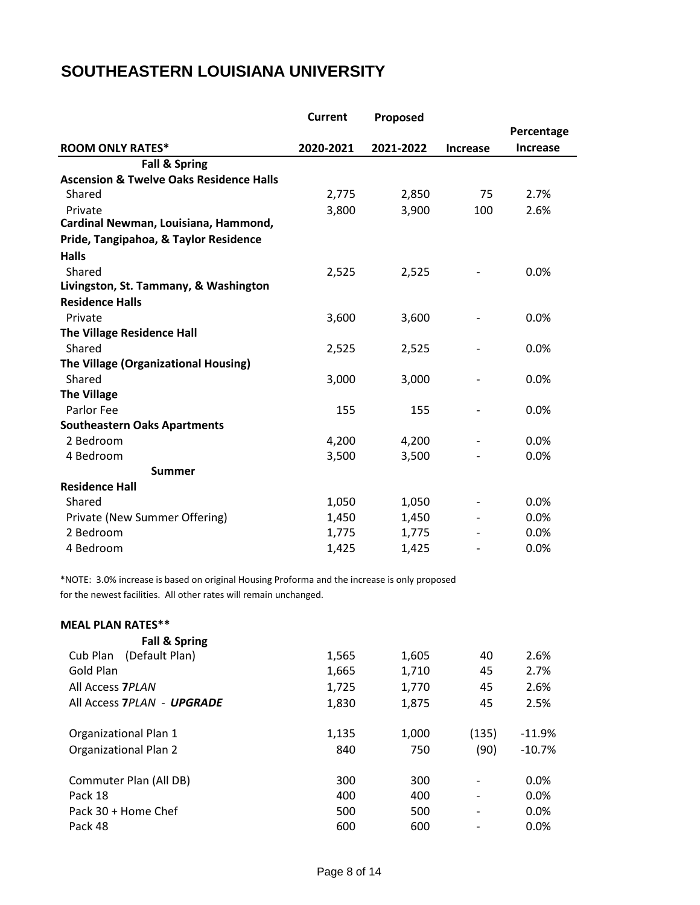# SOUTHEASTERN LOUISIANA UNIVERSITY

| ROOM ONLY RATES* | Current 2020-2021 | Proposed 2021-2022 | Increase | Percentage Increase |
|---|---|---|---|---|
| **Fall & Spring** | | | | |
| **Ascension & Twelve Oaks Residence Halls** | | | | |
| Shared | 2,775 | 2,850 | 75 | 2.7% |
| Private | 3,800 | 3,900 | 100 | 2.6% |
| **Cardinal Newman, Louisiana, Hammond, Pride, Tangipahoa, & Taylor Residence Halls** | | | | |
| Shared | 2,525 | 2,525 | - | 0.0% |
| **Livingston, St. Tammany, & Washington Residence Halls** | | | | |
| Private | 3,600 | 3,600 | - | 0.0% |
| **The Village Residence Hall** | | | | |
| Shared | 2,525 | 2,525 | - | 0.0% |
| **The Village (Organizational Housing)** | | | | |
| Shared | 3,000 | 3,000 | - | 0.0% |
| **The Village** | | | | |
| Parlor Fee | 155 | 155 | - | 0.0% |
| **Southeastern Oaks Apartments** | | | | |
| 2 Bedroom | 4,200 | 4,200 | - | 0.0% |
| 4 Bedroom | 3,500 | 3,500 | - | 0.0% |
| **Summer** | | | | |
| **Residence Hall** | | | | |
| Shared | 1,050 | 1,050 | - | 0.0% |
| Private (New Summer Offering) | 1,450 | 1,450 | - | 0.0% |
| 2 Bedroom | 1,775 | 1,775 | - | 0.0% |
| 4 Bedroom | 1,425 | 1,425 | - | 0.0% |

*NOTE: 3.0% increase is based on original Housing Proforma and the increase is only proposed for the newest facilities. All other rates will remain unchanged.

| MEAL PLAN RATES** | Current 2020-2021 | Proposed 2021-2022 | Increase | Percentage Increase |
|---|---|---|---|---|
| **Fall & Spring** | | | | |
| Cub Plan (Default Plan) | 1,565 | 1,605 | 40 | 2.6% |
| Gold Plan | 1,665 | 1,710 | 45 | 2.7% |
| All Access **7***PLAN* | 1,725 | 1,770 | 45 | 2.6% |
| All Access **7***PLAN* - ***UPGRADE*** | 1,830 | 1,875 | 45 | 2.5% |
| Organizational Plan 1 | 1,135 | 1,000 | (135) | -11.9% |
| Organizational Plan 2 | 840 | 750 | (90) | -10.7% |
| Commuter Plan (All DB) | 300 | 300 | - | 0.0% |
| Pack 18 | 400 | 400 | - | 0.0% |
| Pack 30 + Home Chef | 500 | 500 | - | 0.0% |
| Pack 48 | 600 | 600 | - | 0.0% |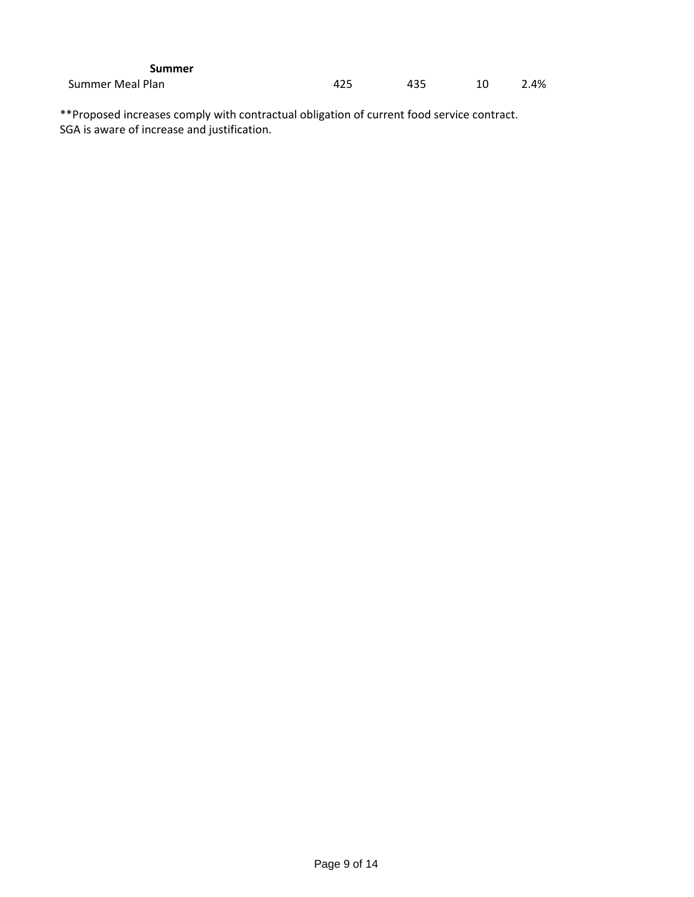| Summer | | | | |
|---|---|---|---|---|
| Summer Meal Plan | 425 | 435 | 10 | 2.4% |

**Proposed increases comply with contractual obligation of current food service contract.
SGA is aware of increase and justification.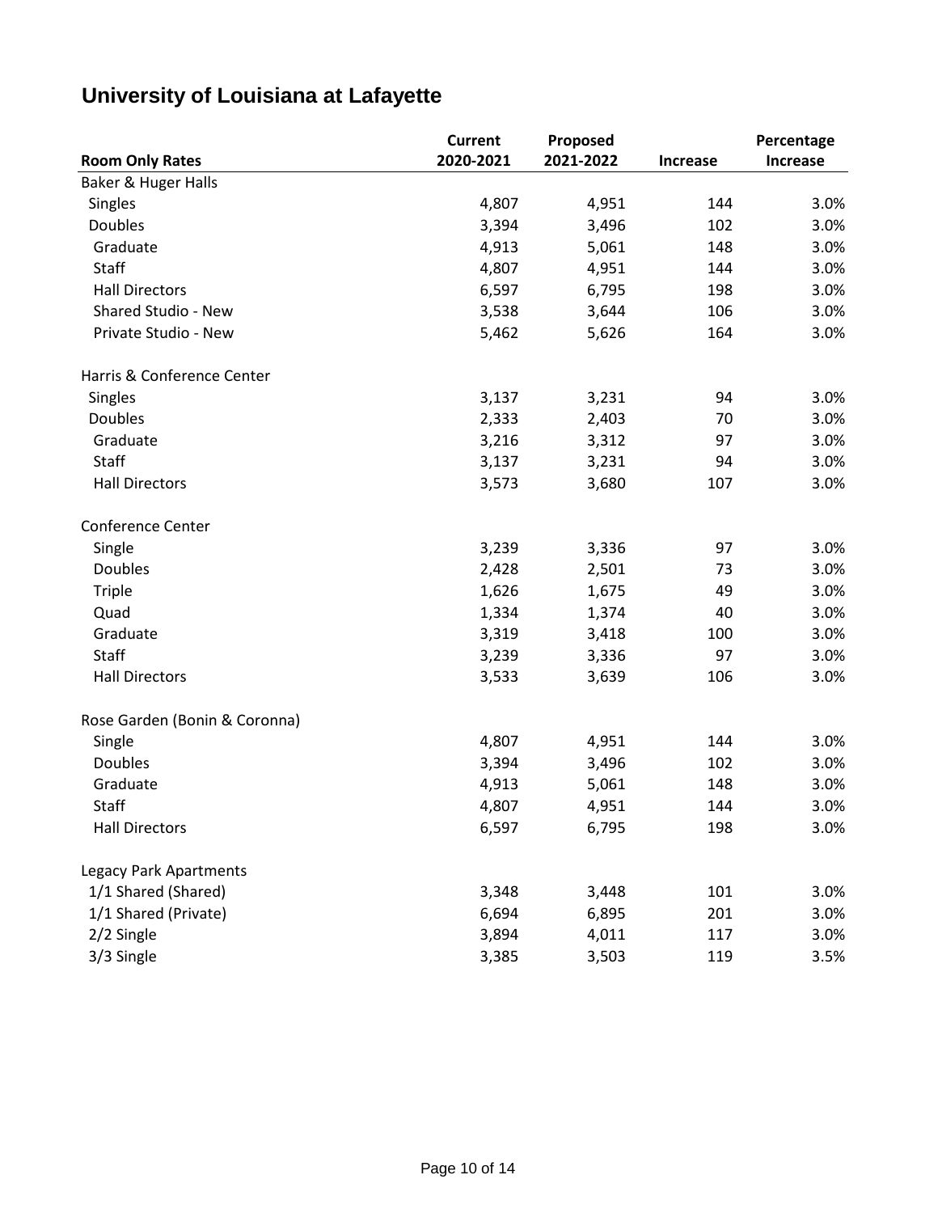# University of Louisiana at Lafayette

| Room Only Rates | Current 2020-2021 | Proposed 2021-2022 | Increase | Percentage Increase |
|---|---|---|---|---|
| Baker & Huger Halls | | | | |
| Singles | 4,807 | 4,951 | 144 | 3.0% |
| Doubles | 3,394 | 3,496 | 102 | 3.0% |
| Graduate | 4,913 | 5,061 | 148 | 3.0% |
| Staff | 4,807 | 4,951 | 144 | 3.0% |
| Hall Directors | 6,597 | 6,795 | 198 | 3.0% |
| Shared Studio - New | 3,538 | 3,644 | 106 | 3.0% |
| Private Studio - New | 5,462 | 5,626 | 164 | 3.0% |
| | | | | |
| Harris & Conference Center | | | | |
| Singles | 3,137 | 3,231 | 94 | 3.0% |
| Doubles | 2,333 | 2,403 | 70 | 3.0% |
| Graduate | 3,216 | 3,312 | 97 | 3.0% |
| Staff | 3,137 | 3,231 | 94 | 3.0% |
| Hall Directors | 3,573 | 3,680 | 107 | 3.0% |
| | | | | |
| Conference Center | | | | |
| Single | 3,239 | 3,336 | 97 | 3.0% |
| Doubles | 2,428 | 2,501 | 73 | 3.0% |
| Triple | 1,626 | 1,675 | 49 | 3.0% |
| Quad | 1,334 | 1,374 | 40 | 3.0% |
| Graduate | 3,319 | 3,418 | 100 | 3.0% |
| Staff | 3,239 | 3,336 | 97 | 3.0% |
| Hall Directors | 3,533 | 3,639 | 106 | 3.0% |
| | | | | |
| Rose Garden (Bonin & Coronna) | | | | |
| Single | 4,807 | 4,951 | 144 | 3.0% |
| Doubles | 3,394 | 3,496 | 102 | 3.0% |
| Graduate | 4,913 | 5,061 | 148 | 3.0% |
| Staff | 4,807 | 4,951 | 144 | 3.0% |
| Hall Directors | 6,597 | 6,795 | 198 | 3.0% |
| | | | | |
| Legacy Park Apartments | | | | |
| 1/1 Shared (Shared) | 3,348 | 3,448 | 101 | 3.0% |
| 1/1 Shared (Private) | 6,694 | 6,895 | 201 | 3.0% |
| 2/2 Single | 3,894 | 4,011 | 117 | 3.0% |
| 3/3 Single | 3,385 | 3,503 | 119 | 3.5% |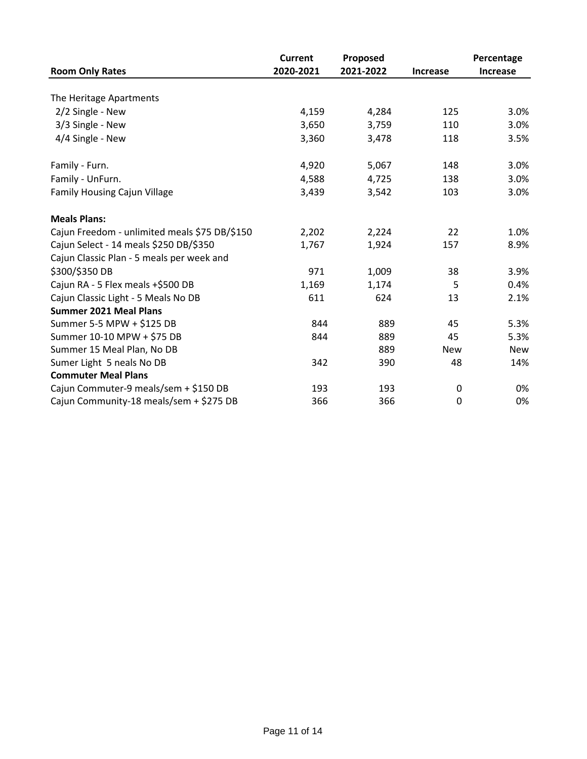| Room Only Rates | Current 2020-2021 | Proposed 2021-2022 | Increase | Percentage Increase |
|---|---|---|---|---|
| The Heritage Apartments | | | | |
| 2/2 Single - New | 4,159 | 4,284 | 125 | 3.0% |
| 3/3 Single - New | 3,650 | 3,759 | 110 | 3.0% |
| 4/4 Single - New | 3,360 | 3,478 | 118 | 3.5% |
| | | | | |
| Family - Furn. | 4,920 | 5,067 | 148 | 3.0% |
| Family - UnFurn. | 4,588 | 4,725 | 138 | 3.0% |
| Family Housing Cajun Village | 3,439 | 3,542 | 103 | 3.0% |
| | | | | |
| **Meals Plans:** | | | | |
| Cajun Freedom - unlimited meals $75 DB/$150 | 2,202 | 2,224 | 22 | 1.0% |
| Cajun Select - 14 meals $250 DB/$350 | 1,767 | 1,924 | 157 | 8.9% |
| Cajun Classic Plan - 5 meals per week and $300/$350 DB | 971 | 1,009 | 38 | 3.9% |
| Cajun RA - 5 Flex meals +$500 DB | 1,169 | 1,174 | 5 | 0.4% |
| Cajun Classic Light - 5 Meals No DB | 611 | 624 | 13 | 2.1% |
| **Summer 2021 Meal Plans** | | | | |
| Summer 5-5 MPW + $125 DB | 844 | 889 | 45 | 5.3% |
| Summer 10-10 MPW + $75 DB | 844 | 889 | 45 | 5.3% |
| Summer 15 Meal Plan, No DB | | 889 | New | New |
| Sumer Light 5 neals No DB | 342 | 390 | 48 | 14% |
| **Commuter Meal Plans** | | | | |
| Cajun Commuter-9 meals/sem + $150 DB | 193 | 193 | 0 | 0% |
| Cajun Community-18 meals/sem + $275 DB | 366 | 366 | 0 | 0% |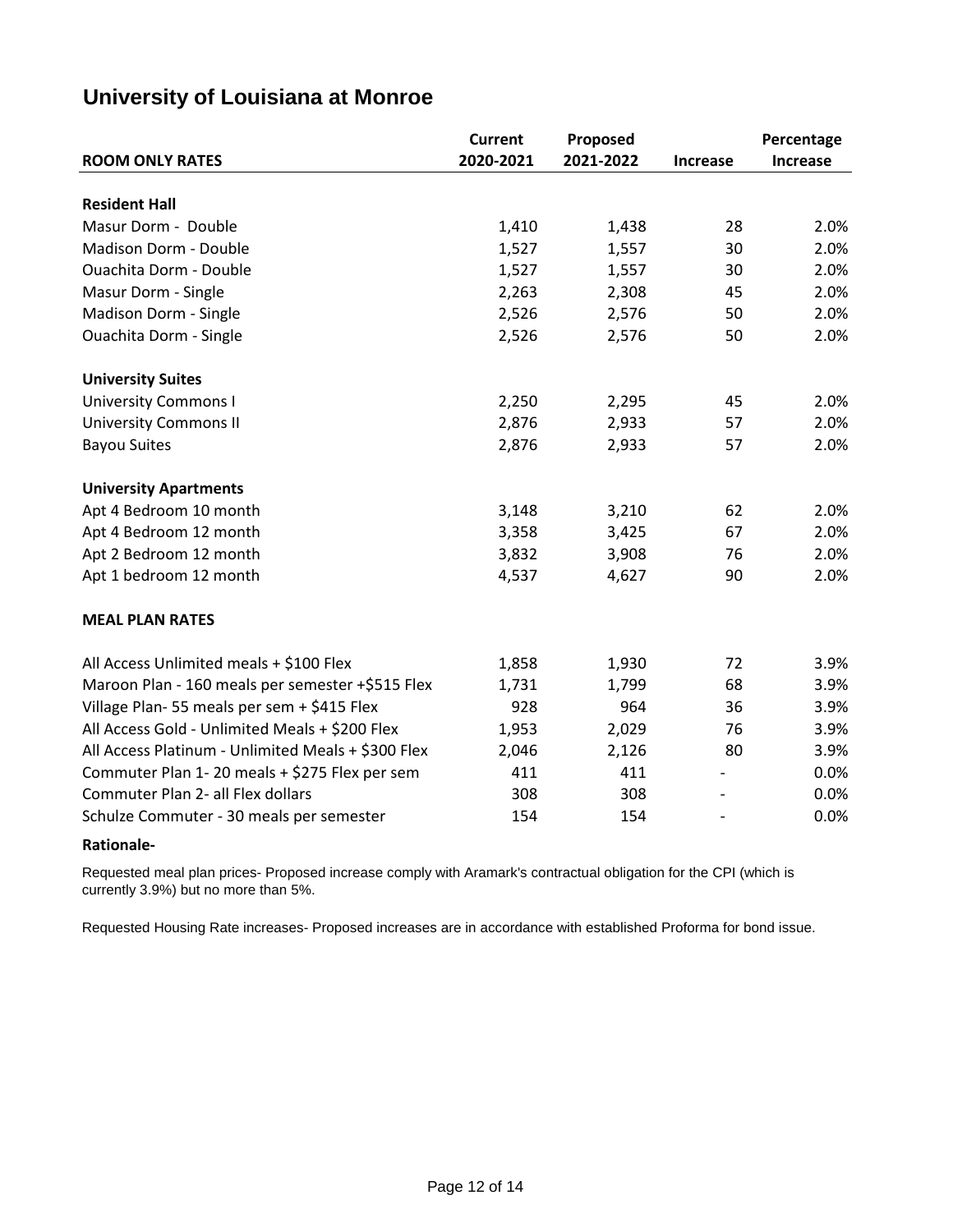# University of Louisiana at Monroe

| ROOM ONLY RATES | Current 2020-2021 | Proposed 2021-2022 | Increase | Percentage Increase |
|---|---|---|---|---|
| **Resident Hall** | | | | |
| Masur Dorm - Double | 1,410 | 1,438 | 28 | 2.0% |
| Madison Dorm - Double | 1,527 | 1,557 | 30 | 2.0% |
| Ouachita Dorm - Double | 1,527 | 1,557 | 30 | 2.0% |
| Masur Dorm - Single | 2,263 | 2,308 | 45 | 2.0% |
| Madison Dorm - Single | 2,526 | 2,576 | 50 | 2.0% |
| Ouachita Dorm - Single | 2,526 | 2,576 | 50 | 2.0% |
| **University Suites** | | | | |
| University Commons I | 2,250 | 2,295 | 45 | 2.0% |
| University Commons II | 2,876 | 2,933 | 57 | 2.0% |
| Bayou Suites | 2,876 | 2,933 | 57 | 2.0% |
| **University Apartments** | | | | |
| Apt 4 Bedroom 10 month | 3,148 | 3,210 | 62 | 2.0% |
| Apt 4 Bedroom 12 month | 3,358 | 3,425 | 67 | 2.0% |
| Apt 2 Bedroom 12 month | 3,832 | 3,908 | 76 | 2.0% |
| Apt 1 bedroom 12 month | 4,537 | 4,627 | 90 | 2.0% |
| **MEAL PLAN RATES** | | | | |
| All Access Unlimited meals + $100 Flex | 1,858 | 1,930 | 72 | 3.9% |
| Maroon Plan - 160 meals per semester +$515 Flex | 1,731 | 1,799 | 68 | 3.9% |
| Village Plan- 55 meals per sem + $415 Flex | 928 | 964 | 36 | 3.9% |
| All Access Gold - Unlimited Meals + $200 Flex | 1,953 | 2,029 | 76 | 3.9% |
| All Access Platinum - Unlimited Meals + $300 Flex | 2,046 | 2,126 | 80 | 3.9% |
| Commuter Plan 1- 20 meals + $275 Flex per sem | 411 | 411 | - | 0.0% |
| Commuter Plan 2- all Flex dollars | 308 | 308 | - | 0.0% |
| Schulze Commuter - 30 meals per semester | 154 | 154 | - | 0.0% |

**Rationale-**

Requested meal plan prices- Proposed increase comply with Aramark's contractual obligation for the CPI (which is currently 3.9%) but no more than 5%.

Requested Housing Rate increases- Proposed increases are in accordance with established Proforma for bond issue.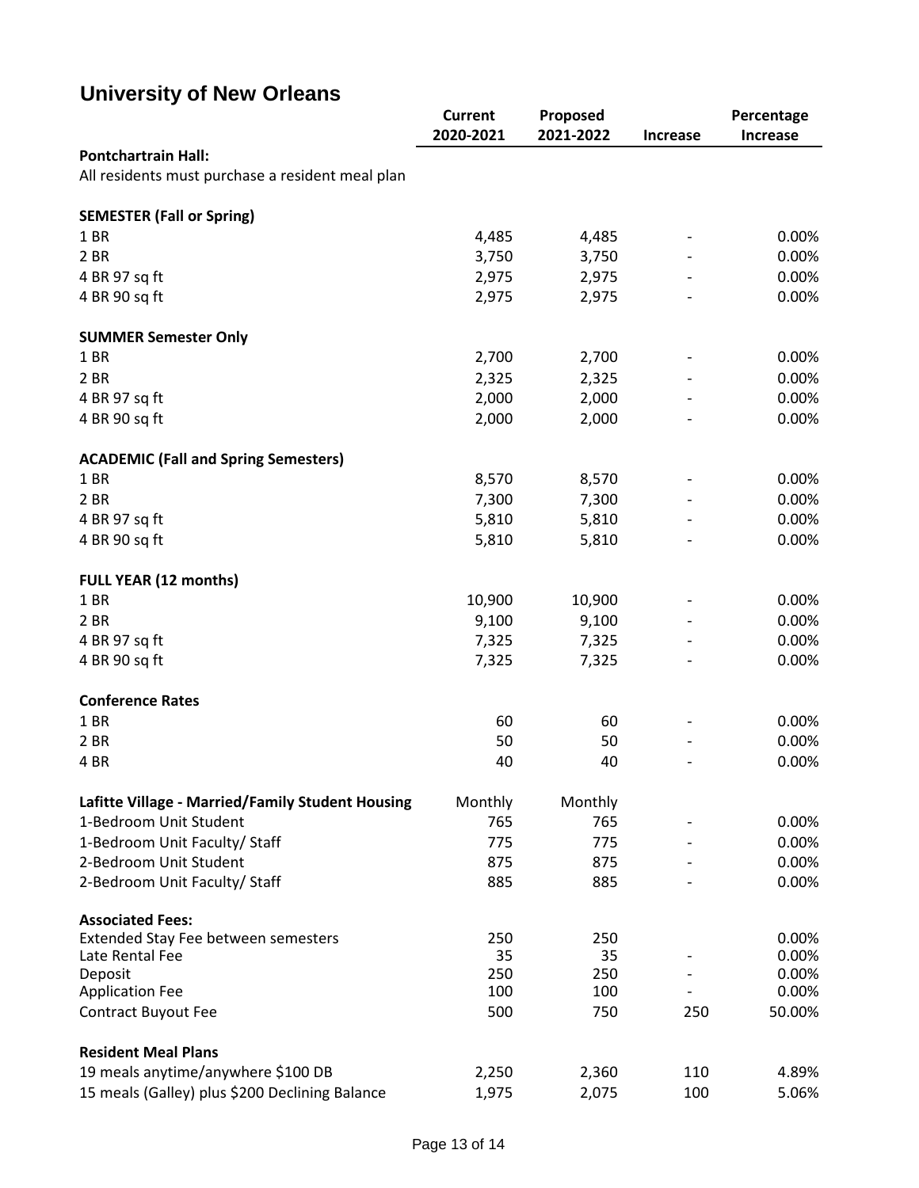# University of New Orleans

| | Current 2020-2021 | Proposed 2021-2022 | Increase | Percentage Increase |
|---|---|---|---|---|
| **Pontchartrain Hall:** | | | | |
| All residents must purchase a resident meal plan | | | | |
| | | | | |
| **SEMESTER (Fall or Spring)** | | | | |
| 1 BR | 4,485 | 4,485 | - | 0.00% |
| 2 BR | 3,750 | 3,750 | - | 0.00% |
| 4 BR 97 sq ft | 2,975 | 2,975 | - | 0.00% |
| 4 BR 90 sq ft | 2,975 | 2,975 | - | 0.00% |
| | | | | |
| **SUMMER Semester Only** | | | | |
| 1 BR | 2,700 | 2,700 | - | 0.00% |
| 2 BR | 2,325 | 2,325 | - | 0.00% |
| 4 BR 97 sq ft | 2,000 | 2,000 | - | 0.00% |
| 4 BR 90 sq ft | 2,000 | 2,000 | - | 0.00% |
| | | | | |
| **ACADEMIC (Fall and Spring Semesters)** | | | | |
| 1 BR | 8,570 | 8,570 | - | 0.00% |
| 2 BR | 7,300 | 7,300 | - | 0.00% |
| 4 BR 97 sq ft | 5,810 | 5,810 | - | 0.00% |
| 4 BR 90 sq ft | 5,810 | 5,810 | - | 0.00% |
| | | | | |
| **FULL YEAR (12 months)** | | | | |
| 1 BR | 10,900 | 10,900 | - | 0.00% |
| 2 BR | 9,100 | 9,100 | - | 0.00% |
| 4 BR 97 sq ft | 7,325 | 7,325 | - | 0.00% |
| 4 BR 90 sq ft | 7,325 | 7,325 | - | 0.00% |
| | | | | |
| **Conference Rates** | | | | |
| 1 BR | 60 | 60 | - | 0.00% |
| 2 BR | 50 | 50 | - | 0.00% |
| 4 BR | 40 | 40 | - | 0.00% |
| | | | | |
| **Lafitte Village - Married/Family Student Housing** | Monthly | Monthly | | |
| 1-Bedroom Unit Student | 765 | 765 | - | 0.00% |
| 1-Bedroom Unit Faculty/ Staff | 775 | 775 | - | 0.00% |
| 2-Bedroom Unit Student | 875 | 875 | - | 0.00% |
| 2-Bedroom Unit Faculty/ Staff | 885 | 885 | - | 0.00% |
| | | | | |
| **Associated Fees:** | | | | |
| Extended Stay Fee between semesters | 250 | 250 | | 0.00% |
| Late Rental Fee | 35 | 35 | - | 0.00% |
| Deposit | 250 | 250 | - | 0.00% |
| Application Fee | 100 | 100 | - | 0.00% |
| Contract Buyout Fee | 500 | 750 | 250 | 50.00% |
| | | | | |
| **Resident Meal Plans** | | | | |
| 19 meals anytime/anywhere $100 DB | 2,250 | 2,360 | 110 | 4.89% |
| 15 meals (Galley) plus $200 Declining Balance | 1,975 | 2,075 | 100 | 5.06% |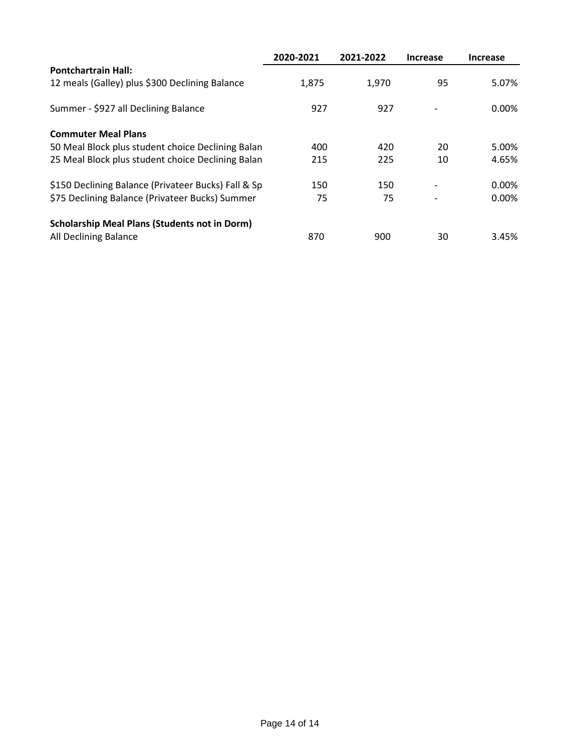| | 2020-2021 | 2021-2022 | Increase | Increase |
|---|---|---|---|---|
| **Pontchartrain Hall:** | | | | |
| 12 meals (Galley) plus $300 Declining Balance | 1,875 | 1,970 | 95 | 5.07% |
| Summer - $927 all Declining Balance | 927 | 927 | - | 0.00% |
| **Commuter Meal Plans** | | | | |
| 50 Meal Block plus student choice Declining Balan | 400 | 420 | 20 | 5.00% |
| 25 Meal Block plus student choice Declining Balan | 215 | 225 | 10 | 4.65% |
| $150 Declining Balance (Privateer Bucks) Fall & Sp | 150 | 150 | - | 0.00% |
| $75 Declining Balance (Privateer Bucks) Summer | 75 | 75 | - | 0.00% |
| **Scholarship Meal Plans (Students not in Dorm)** | | | | |
| All Declining Balance | 870 | 900 | 30 | 3.45% |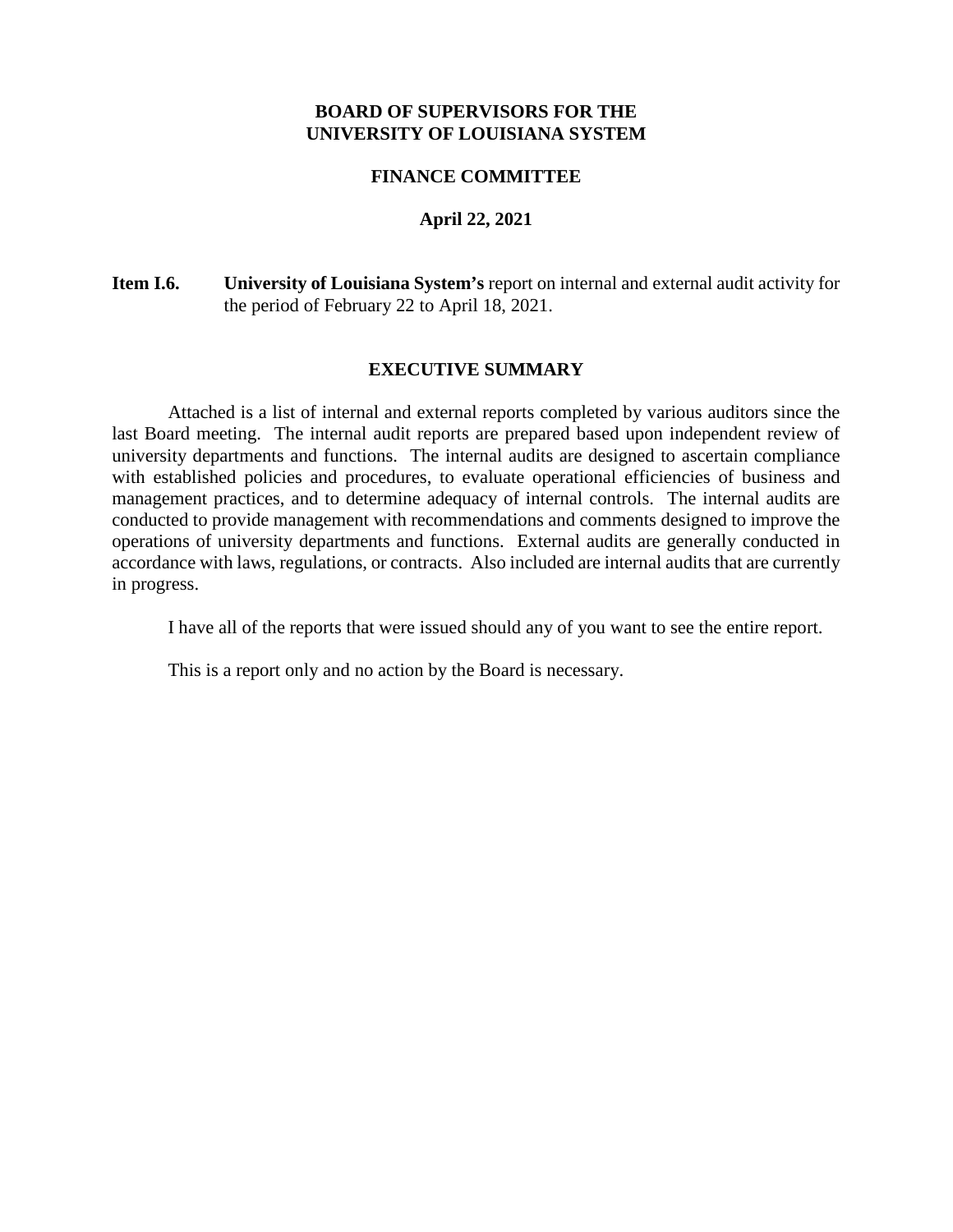**BOARD OF SUPERVISORS FOR THE**
**UNIVERSITY OF LOUISIANA SYSTEM**

**FINANCE COMMITTEE**

**April 22, 2021**

**Item I.6.** **University of Louisiana System's** report on internal and external audit activity for the period of February 22 to April 18, 2021.

## EXECUTIVE SUMMARY

Attached is a list of internal and external reports completed by various auditors since the last Board meeting. The internal audit reports are prepared based upon independent review of university departments and functions. The internal audits are designed to ascertain compliance with established policies and procedures, to evaluate operational efficiencies of business and management practices, and to determine adequacy of internal controls. The internal audits are conducted to provide management with recommendations and comments designed to improve the operations of university departments and functions. External audits are generally conducted in accordance with laws, regulations, or contracts. Also included are internal audits that are currently in progress.

I have all of the reports that were issued should any of you want to see the entire report.

This is a report only and no action by the Board is necessary.